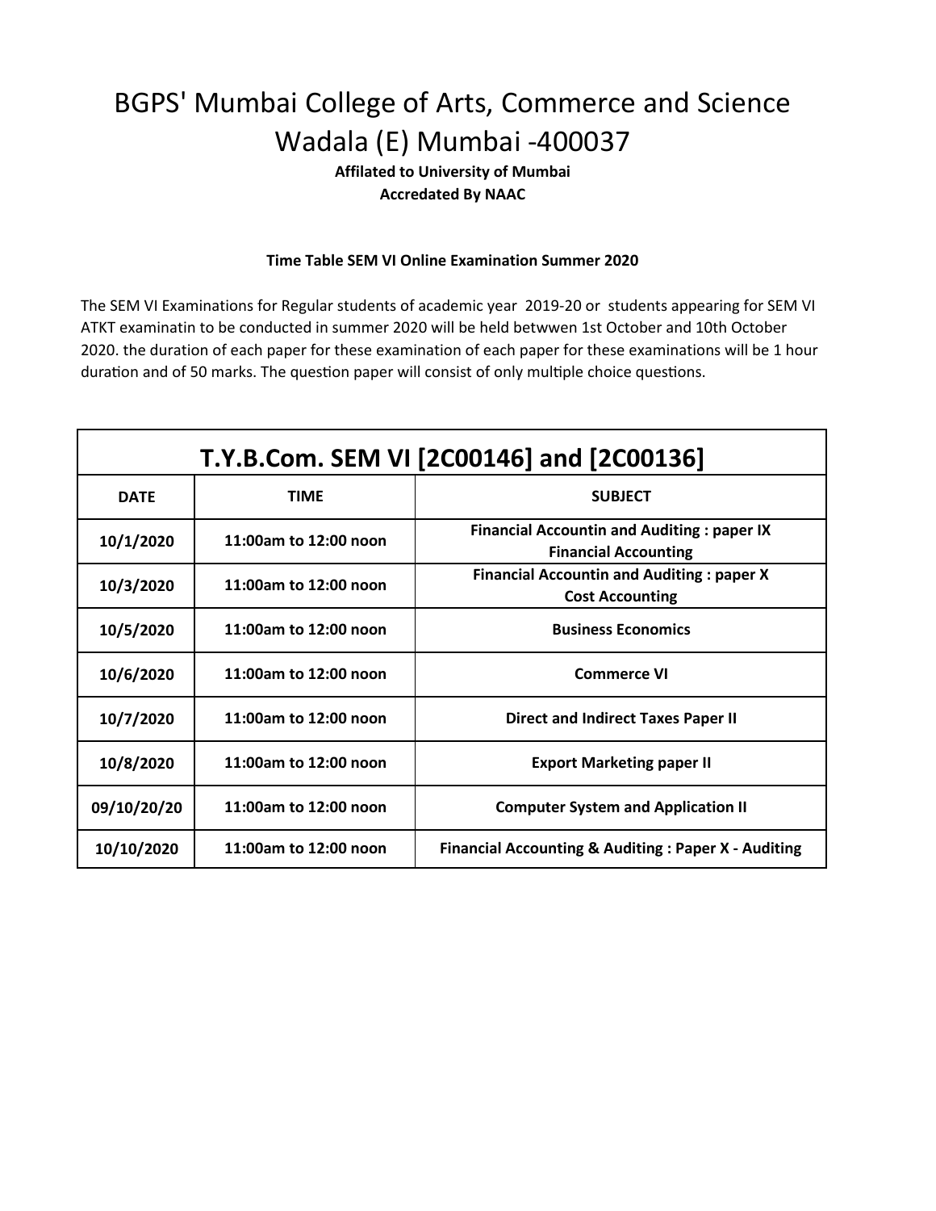# BGPS' Mumbai College of Arts, Commerce and Science
# Wadala (E) Mumbai -400037

**Affilated to University of Mumbai**
**Accredated By NAAC**

**Time Table SEM VI Online Examination Summer 2020**

The SEM VI Examinations for Regular students of academic year 2019-20 or students appearing for SEM VI ATKT examinatin to be conducted in summer 2020 will be held betwwen 1st October and 10th October 2020. the duration of each paper for these examination of each paper for these examinations will be 1 hour duration and of 50 marks. The question paper will consist of only multiple choice questions.

| T.Y.B.Com. SEM VI [2C00146] and [2C00136] | | |
|---|---|---|
| **DATE** | **TIME** | **SUBJECT** |
| **10/1/2020** | **11:00am to 12:00 noon** | **Financial Accountin and Auditing : paper IX Financial Accounting** |
| **10/3/2020** | **11:00am to 12:00 noon** | **Financial Accountin and Auditing : paper X Cost Accounting** |
| **10/5/2020** | **11:00am to 12:00 noon** | **Business Economics** |
| **10/6/2020** | **11:00am to 12:00 noon** | **Commerce VI** |
| **10/7/2020** | **11:00am to 12:00 noon** | **Direct and Indirect Taxes Paper II** |
| **10/8/2020** | **11:00am to 12:00 noon** | **Export Marketing paper II** |
| **09/10/20/20** | **11:00am to 12:00 noon** | **Computer System and Application II** |
| **10/10/2020** | **11:00am to 12:00 noon** | **Financial Accounting & Auditing : Paper X - Auditing** |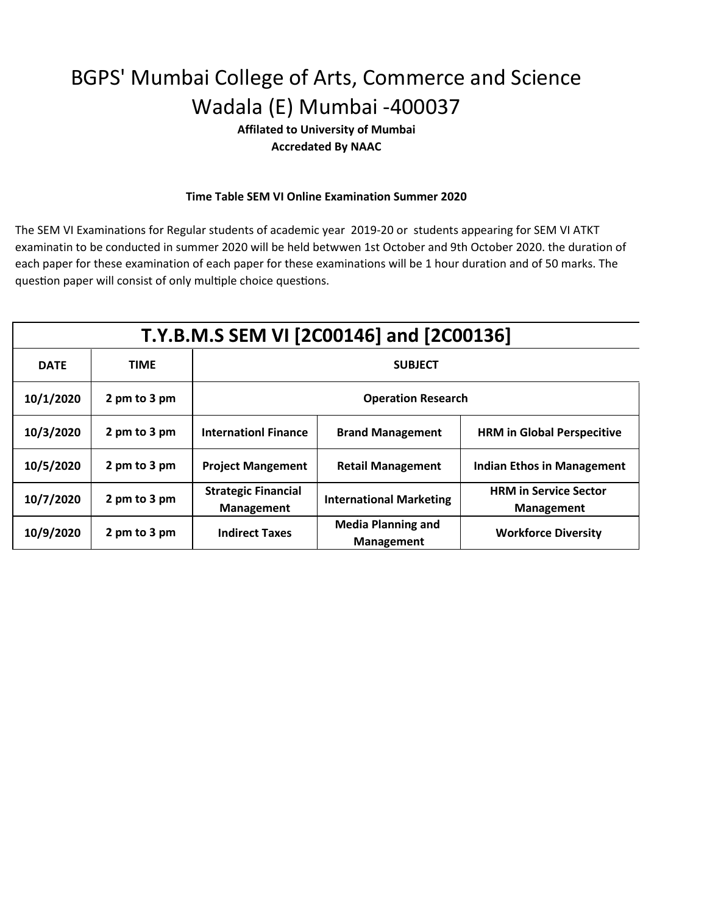# BGPS' Mumbai College of Arts, Commerce and Science
# Wadala (E) Mumbai -400037

**Affilated to University of Mumbai**
**Accredated By NAAC**

**Time Table SEM VI Online Examination Summer 2020**

The SEM VI Examinations for Regular students of academic year 2019-20 or students appearing for SEM VI ATKT examinatin to be conducted in summer 2020 will be held betwwen 1st October and 9th October 2020. the duration of each paper for these examination of each paper for these examinations will be 1 hour duration and of 50 marks. The question paper will consist of only multiple choice questions.

| T.Y.B.M.S SEM VI [2C00146] and [2C00136] | | | | |
|---|---|---|---|---|
| **DATE** | **TIME** | **SUBJECT** | | |
| **10/1/2020** | **2 pm to 3 pm** | **Operation Research** | | |
| **10/3/2020** | **2 pm to 3 pm** | **Internationl Finance** | **Brand Management** | **HRM in Global Perspecitive** |
| **10/5/2020** | **2 pm to 3 pm** | **Project Mangement** | **Retail Management** | **Indian Ethos in Management** |
| **10/7/2020** | **2 pm to 3 pm** | **Strategic Financial Management** | **International Marketing** | **HRM in Service Sector Management** |
| **10/9/2020** | **2 pm to 3 pm** | **Indirect Taxes** | **Media Planning and Management** | **Workforce Diversity** |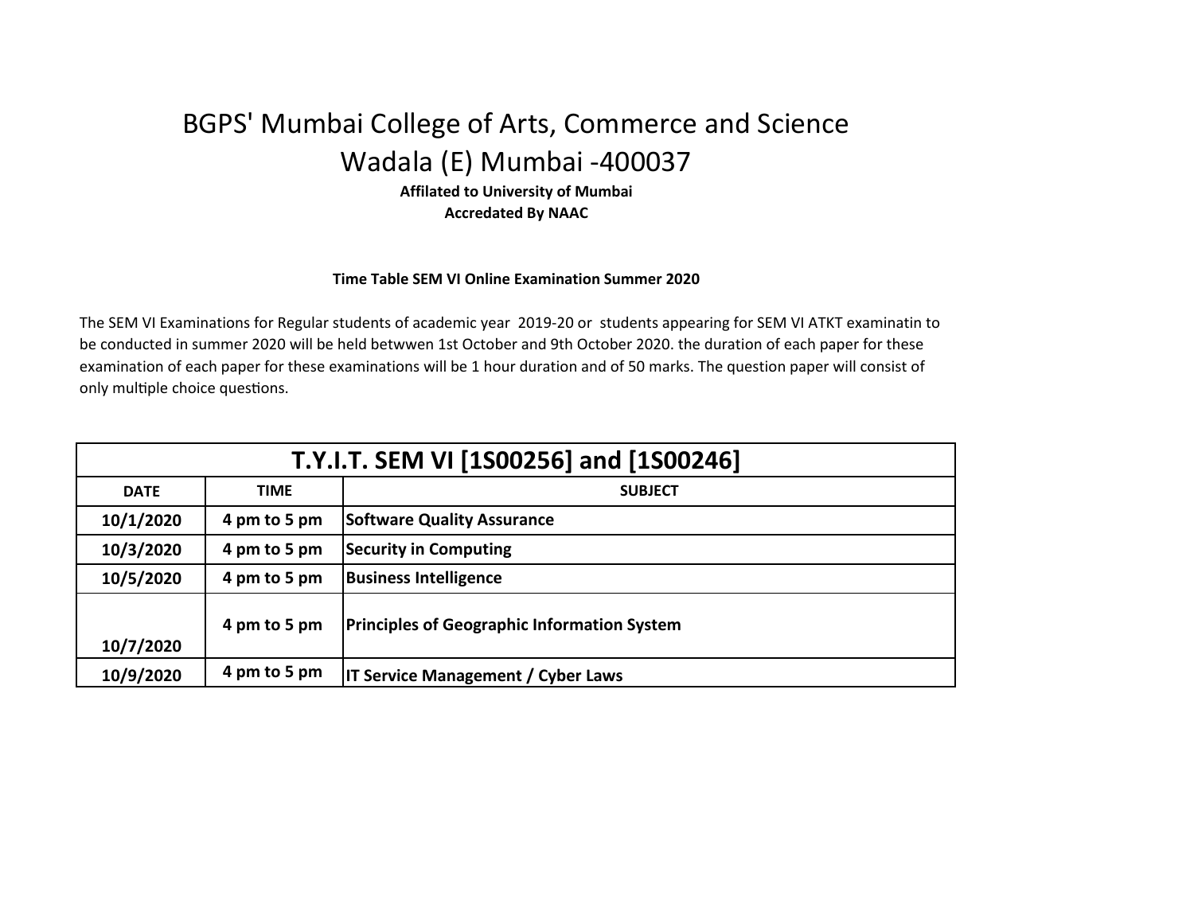# BGPS' Mumbai College of Arts, Commerce and Science

## Wadala (E) Mumbai -400037

**Affilated to University of Mumbai**

**Accredated By NAAC**

**Time Table SEM VI Online Examination Summer 2020**

The SEM VI Examinations for Regular students of academic year 2019-20 or students appearing for SEM VI ATKT examinatin to be conducted in summer 2020 will be held betwwen 1st October and 9th October 2020. the duration of each paper for these examination of each paper for these examinations will be 1 hour duration and of 50 marks. The question paper will consist of only multiple choice questions.

| **T.Y.I.T. SEM VI [1S00256] and [1S00246]** | | |
|---|---|---|
| **DATE** | **TIME** | **SUBJECT** |
| **10/1/2020** | **4 pm to 5 pm** | **Software Quality Assurance** |
| **10/3/2020** | **4 pm to 5 pm** | **Security in Computing** |
| **10/5/2020** | **4 pm to 5 pm** | **Business Intelligence** |
| **10/7/2020** | **4 pm to 5 pm** | **Principles of Geographic Information System** |
| **10/9/2020** | **4 pm to 5 pm** | **IT Service Management / Cyber Laws** |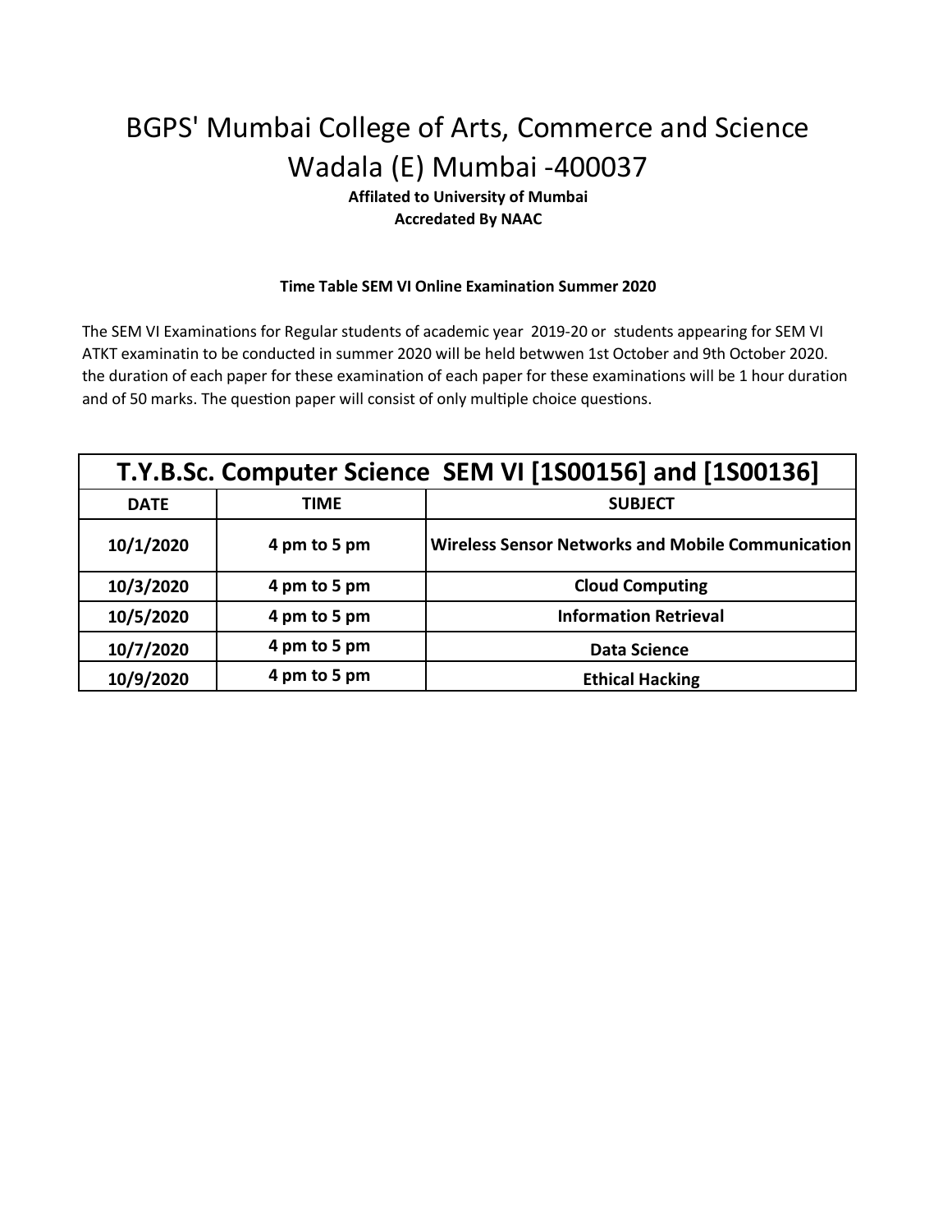# BGPS' Mumbai College of Arts, Commerce and Science
# Wadala (E) Mumbai -400037

**Affilated to University of Mumbai**
**Accredated By NAAC**

**Time Table SEM VI Online Examination Summer 2020**

The SEM VI Examinations for Regular students of academic year 2019-20 or students appearing for SEM VI ATKT examinatin to be conducted in summer 2020 will be held betwwen 1st October and 9th October 2020. the duration of each paper for these examination of each paper for these examinations will be 1 hour duration and of 50 marks. The question paper will consist of only multiple choice questions.

| T.Y.B.Sc. Computer Science SEM VI [1S00156] and [1S00136] | | |
|---|---|---|
| **DATE** | **TIME** | **SUBJECT** |
| **10/1/2020** | **4 pm to 5 pm** | **Wireless Sensor Networks and Mobile Communication** |
| **10/3/2020** | **4 pm to 5 pm** | **Cloud Computing** |
| **10/5/2020** | **4 pm to 5 pm** | **Information Retrieval** |
| **10/7/2020** | **4 pm to 5 pm** | **Data Science** |
| **10/9/2020** | **4 pm to 5 pm** | **Ethical Hacking** |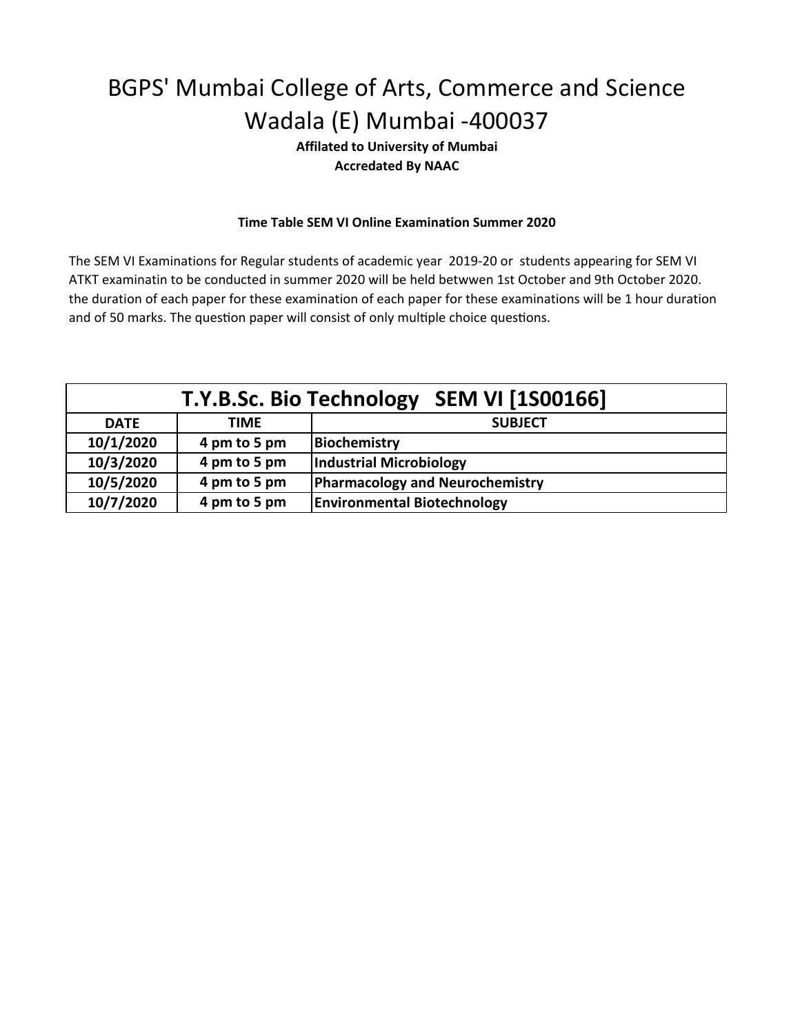# BGPS' Mumbai College of Arts, Commerce and Science
# Wadala (E) Mumbai -400037

**Affilated to University of Mumbai**
**Accredated By NAAC**

**Time Table SEM VI Online Examination Summer 2020**

The SEM VI Examinations for Regular students of academic year 2019-20 or students appearing for SEM VI ATKT examinatin to be conducted in summer 2020 will be held betwwen 1st October and 9th October 2020. the duration of each paper for these examination of each paper for these examinations will be 1 hour duration and of 50 marks. The question paper will consist of only multiple choice questions.

| T.Y.B.Sc. Bio Technology SEM VI [1S00166] | | |
|---|---|---|
| **DATE** | **TIME** | **SUBJECT** |
| **10/1/2020** | **4 pm to 5 pm** | **Biochemistry** |
| **10/3/2020** | **4 pm to 5 pm** | **Industrial Microbiology** |
| **10/5/2020** | **4 pm to 5 pm** | **Pharmacology and Neurochemistry** |
| **10/7/2020** | **4 pm to 5 pm** | **Environmental Biotechnology** |